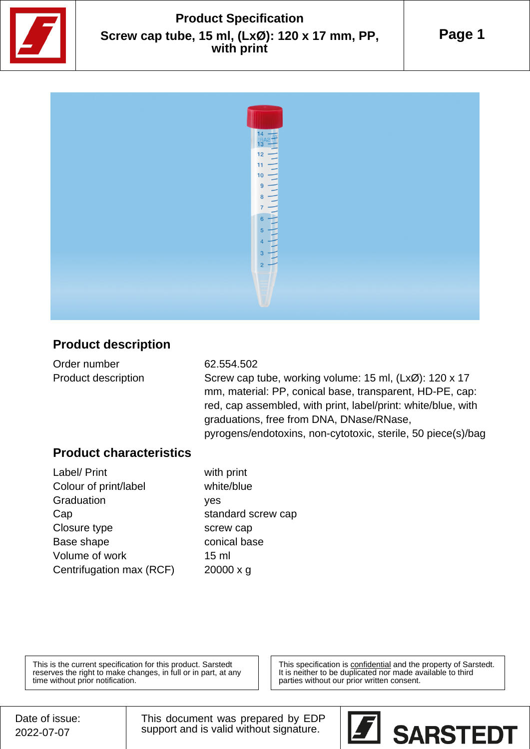# Product Specification

## Screw cap tube, 15 ml, (LxØ): 120 x 17 mm, PP, with print

## Product description

| | |
|---|---|
| Order number | 62.554.502 |
| Product description | Screw cap tube, working volume: 15 ml, (LxØ): 120 x 17 mm, material: PP, conical base, transparent, HD-PE, cap: red, cap assembled, with print, label/print: white/blue, with graduations, free from DNA, DNase/RNase, pyrogens/endotoxins, non-cytotoxic, sterile, 50 piece(s)/bag |

## Product characteristics

| | |
|---|---|
| Label/ Print | with print |
| Colour of print/label | white/blue |
| Graduation | yes |
| Cap | standard screw cap |
| Closure type | screw cap |
| Base shape | conical base |
| Volume of work | 15 ml |
| Centrifugation max (RCF) | 20000 x g |

This is the current specification for this product. Sarstedt reserves the right to make changes, in full or in part, at any time without prior notification.

This specification is confidential and the property of Sarstedt. It is neither to be duplicated nor made available to third parties without our prior written consent.

Date of issue: 2022-07-07

This document was prepared by EDP support and is valid without signature.

SARSTEDT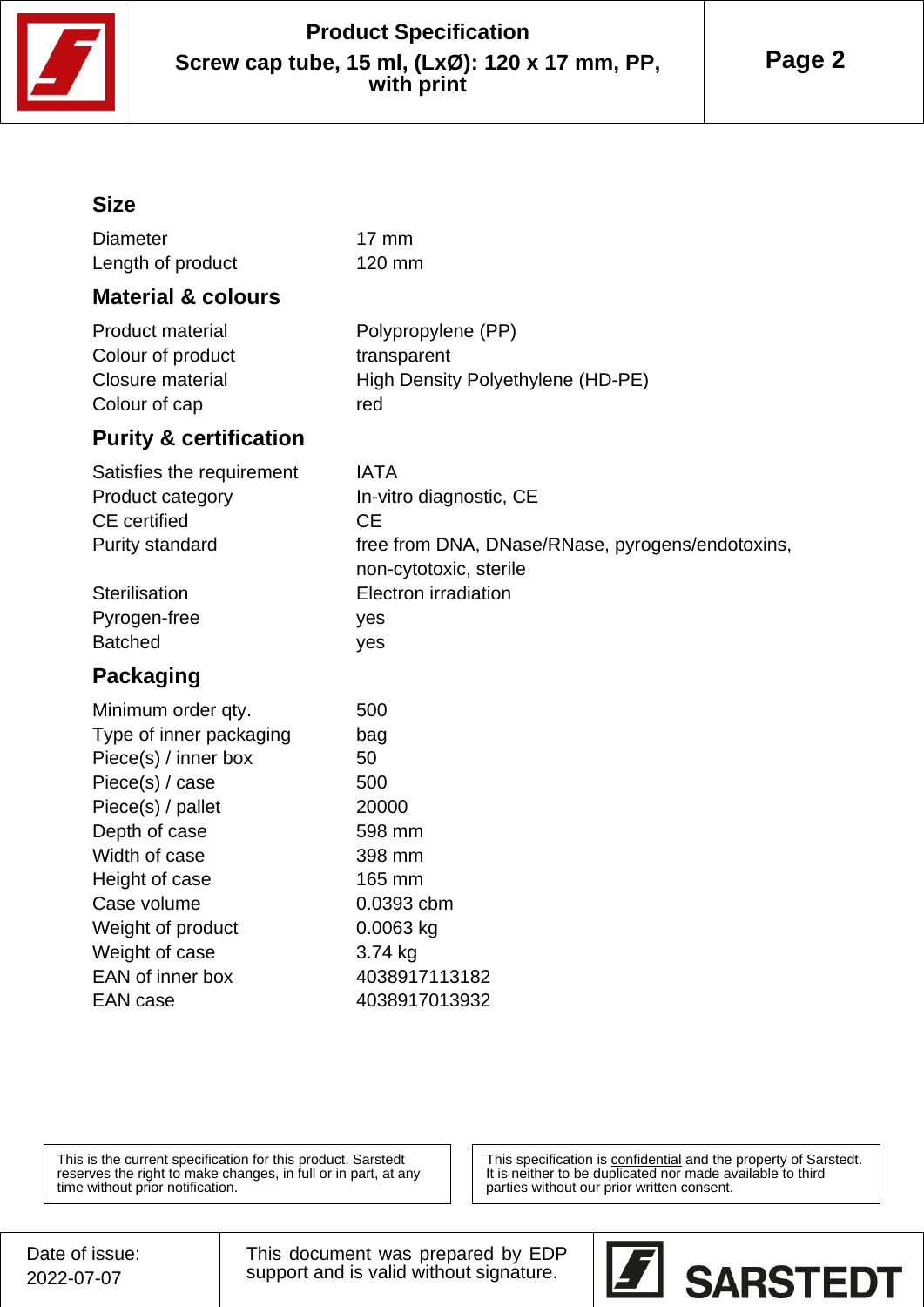## Size

| | |
|---|---|
| Diameter | 17 mm |
| Length of product | 120 mm |

## Material & colours

| | |
|---|---|
| Product material | Polypropylene (PP) |
| Colour of product | transparent |
| Closure material | High Density Polyethylene (HD-PE) |
| Colour of cap | red |

## Purity & certification

| | |
|---|---|
| Satisfies the requirement | IATA |
| Product category | In-vitro diagnostic, CE |
| CE certified | CE |
| Purity standard | free from DNA, DNase/RNase, pyrogens/endotoxins, non-cytotoxic, sterile |
| Sterilisation | Electron irradiation |
| Pyrogen-free | yes |
| Batched | yes |

## Packaging

| | |
|---|---|
| Minimum order qty. | 500 |
| Type of inner packaging | bag |
| Piece(s) / inner box | 50 |
| Piece(s) / case | 500 |
| Piece(s) / pallet | 20000 |
| Depth of case | 598 mm |
| Width of case | 398 mm |
| Height of case | 165 mm |
| Case volume | 0.0393 cbm |
| Weight of product | 0.0063 kg |
| Weight of case | 3.74 kg |
| EAN of inner box | 4038917113182 |
| EAN case | 4038917013932 |

This is the current specification for this product. Sarstedt reserves the right to make changes, in full or in part, at any time without prior notification.

This specification is confidential and the property of Sarstedt. It is neither to be duplicated nor made available to third parties without our prior written consent.

Date of issue: 2022-07-07

This document was prepared by EDP support and is valid without signature.